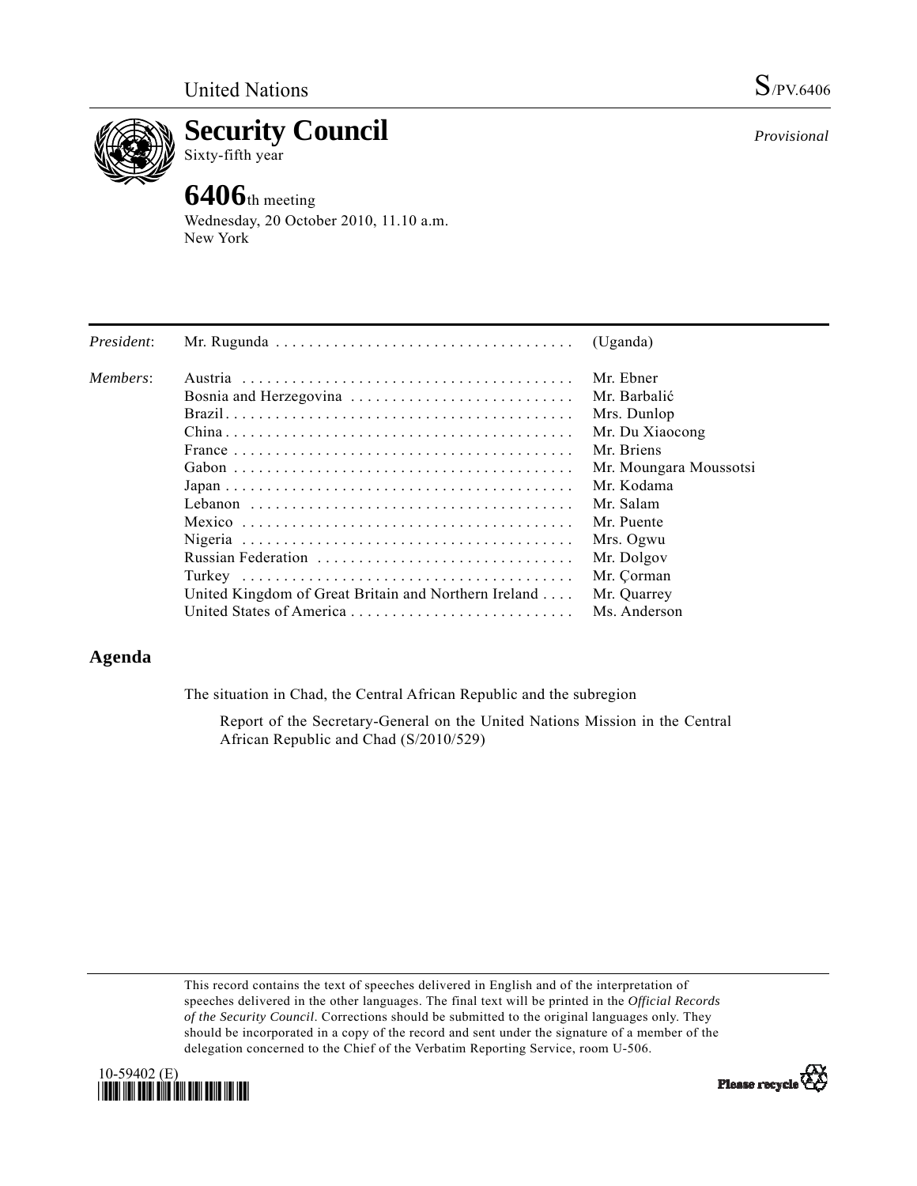United Nations

S/PV.6406

# Security Council

Sixty-fifth year

*Provisional*

## 6406th meeting

Wednesday, 20 October 2010, 11.10 a.m.
New York

| | | |
|---|---|---|
| *President*: | Mr. Rugunda | (Uganda) |
| *Members*: | Austria | Mr. Ebner |
| | Bosnia and Herzegovina | Mr. Barbalić |
| | Brazil | Mrs. Dunlop |
| | China | Mr. Du Xiaocong |
| | France | Mr. Briens |
| | Gabon | Mr. Moungara Moussotsi |
| | Japan | Mr. Kodama |
| | Lebanon | Mr. Salam |
| | Mexico | Mr. Puente |
| | Nigeria | Mrs. Ogwu |
| | Russian Federation | Mr. Dolgov |
| | Turkey | Mr. Çorman |
| | United Kingdom of Great Britain and Northern Ireland | Mr. Quarrey |
| | United States of America | Ms. Anderson |

## Agenda

The situation in Chad, the Central African Republic and the subregion

Report of the Secretary-General on the United Nations Mission in the Central African Republic and Chad (S/2010/529)

This record contains the text of speeches delivered in English and of the interpretation of speeches delivered in the other languages. The final text will be printed in the *Official Records of the Security Council*. Corrections should be submitted to the original languages only. They should be incorporated in a copy of the record and sent under the signature of a member of the delegation concerned to the Chief of the Verbatim Reporting Service, room U-506.

10-59402 (E)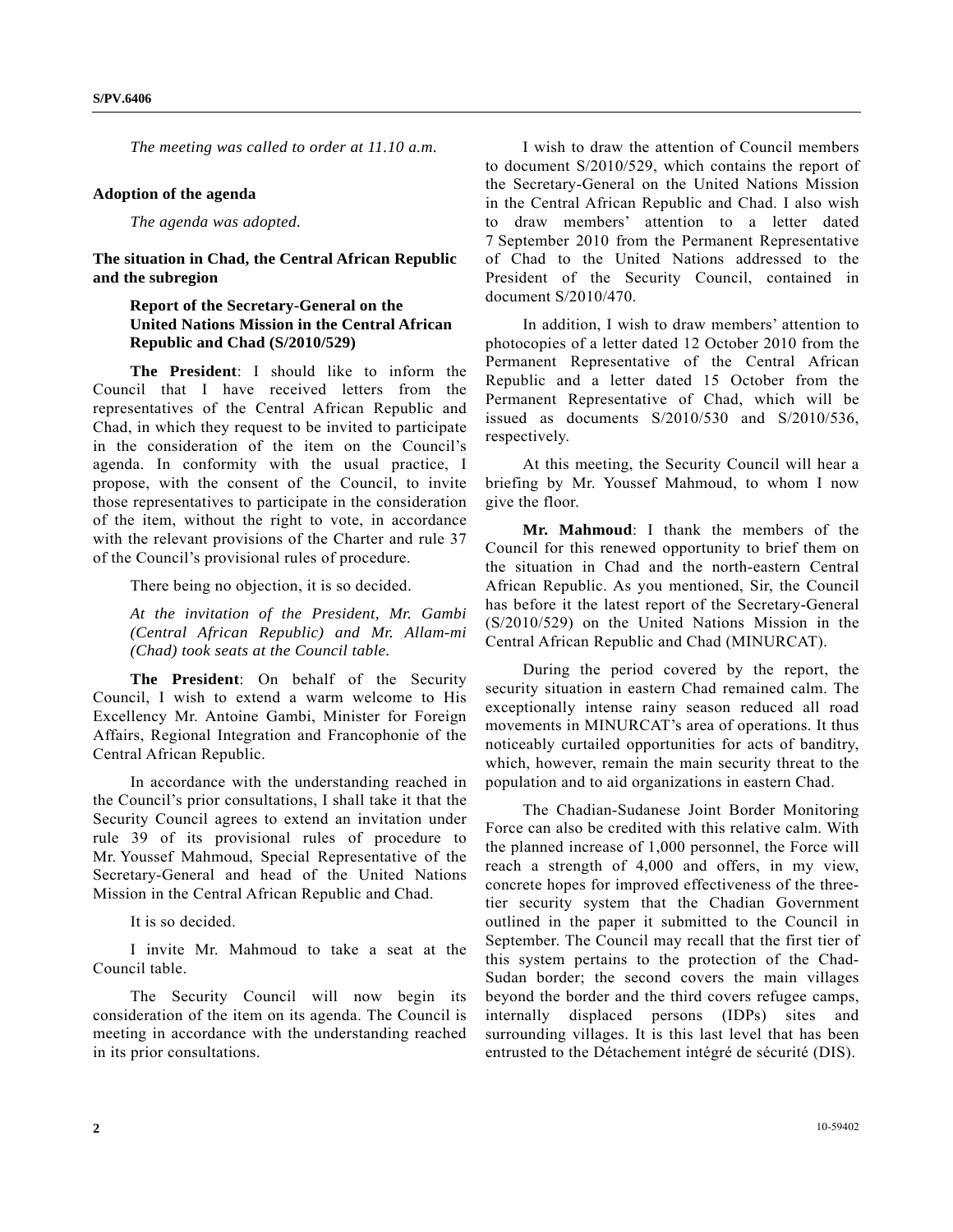*The meeting was called to order at 11.10 a.m.*

**Adoption of the agenda**

*The agenda was adopted.*

**The situation in Chad, the Central African Republic and the subregion**

**Report of the Secretary-General on the United Nations Mission in the Central African Republic and Chad (S/2010/529)**

**The President**: I should like to inform the Council that I have received letters from the representatives of the Central African Republic and Chad, in which they request to be invited to participate in the consideration of the item on the Council's agenda. In conformity with the usual practice, I propose, with the consent of the Council, to invite those representatives to participate in the consideration of the item, without the right to vote, in accordance with the relevant provisions of the Charter and rule 37 of the Council's provisional rules of procedure.

There being no objection, it is so decided.

*At the invitation of the President, Mr. Gambi (Central African Republic) and Mr. Allam-mi (Chad) took seats at the Council table.*

**The President**: On behalf of the Security Council, I wish to extend a warm welcome to His Excellency Mr. Antoine Gambi, Minister for Foreign Affairs, Regional Integration and Francophonie of the Central African Republic.

In accordance with the understanding reached in the Council's prior consultations, I shall take it that the Security Council agrees to extend an invitation under rule 39 of its provisional rules of procedure to Mr. Youssef Mahmoud, Special Representative of the Secretary-General and head of the United Nations Mission in the Central African Republic and Chad.

It is so decided.

I invite Mr. Mahmoud to take a seat at the Council table.

The Security Council will now begin its consideration of the item on its agenda. The Council is meeting in accordance with the understanding reached in its prior consultations.

I wish to draw the attention of Council members to document S/2010/529, which contains the report of the Secretary-General on the United Nations Mission in the Central African Republic and Chad. I also wish to draw members' attention to a letter dated 7 September 2010 from the Permanent Representative of Chad to the United Nations addressed to the President of the Security Council, contained in document S/2010/470.

In addition, I wish to draw members' attention to photocopies of a letter dated 12 October 2010 from the Permanent Representative of the Central African Republic and a letter dated 15 October from the Permanent Representative of Chad, which will be issued as documents S/2010/530 and S/2010/536, respectively.

At this meeting, the Security Council will hear a briefing by Mr. Youssef Mahmoud, to whom I now give the floor.

**Mr. Mahmoud**: I thank the members of the Council for this renewed opportunity to brief them on the situation in Chad and the north-eastern Central African Republic. As you mentioned, Sir, the Council has before it the latest report of the Secretary-General (S/2010/529) on the United Nations Mission in the Central African Republic and Chad (MINURCAT).

During the period covered by the report, the security situation in eastern Chad remained calm. The exceptionally intense rainy season reduced all road movements in MINURCAT's area of operations. It thus noticeably curtailed opportunities for acts of banditry, which, however, remain the main security threat to the population and to aid organizations in eastern Chad.

The Chadian-Sudanese Joint Border Monitoring Force can also be credited with this relative calm. With the planned increase of 1,000 personnel, the Force will reach a strength of 4,000 and offers, in my view, concrete hopes for improved effectiveness of the three-tier security system that the Chadian Government outlined in the paper it submitted to the Council in September. The Council may recall that the first tier of this system pertains to the protection of the Chad-Sudan border; the second covers the main villages beyond the border and the third covers refugee camps, internally displaced persons (IDPs) sites and surrounding villages. It is this last level that has been entrusted to the Détachement intégré de sécurité (DIS).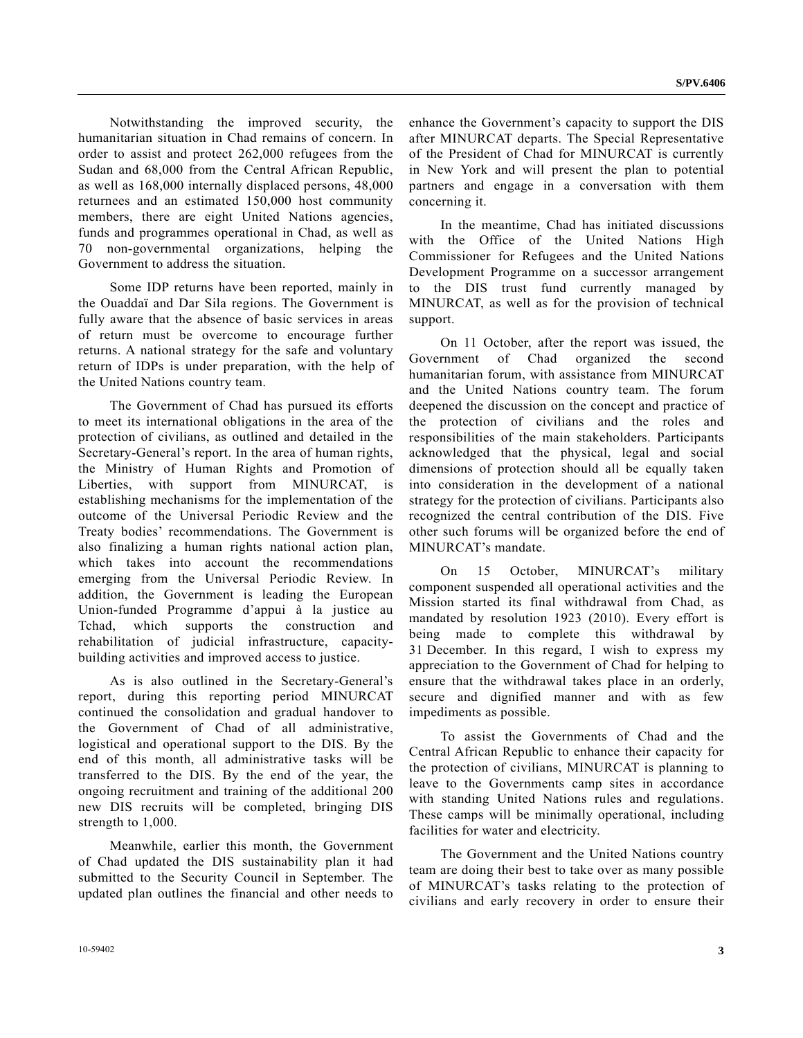Notwithstanding the improved security, the humanitarian situation in Chad remains of concern. In order to assist and protect 262,000 refugees from the Sudan and 68,000 from the Central African Republic, as well as 168,000 internally displaced persons, 48,000 returnees and an estimated 150,000 host community members, there are eight United Nations agencies, funds and programmes operational in Chad, as well as 70 non-governmental organizations, helping the Government to address the situation.

Some IDP returns have been reported, mainly in the Ouaddaï and Dar Sila regions. The Government is fully aware that the absence of basic services in areas of return must be overcome to encourage further returns. A national strategy for the safe and voluntary return of IDPs is under preparation, with the help of the United Nations country team.

The Government of Chad has pursued its efforts to meet its international obligations in the area of the protection of civilians, as outlined and detailed in the Secretary-General's report. In the area of human rights, the Ministry of Human Rights and Promotion of Liberties, with support from MINURCAT, is establishing mechanisms for the implementation of the outcome of the Universal Periodic Review and the Treaty bodies' recommendations. The Government is also finalizing a human rights national action plan, which takes into account the recommendations emerging from the Universal Periodic Review. In addition, the Government is leading the European Union-funded Programme d'appui à la justice au Tchad, which supports the construction and rehabilitation of judicial infrastructure, capacity-building activities and improved access to justice.

As is also outlined in the Secretary-General's report, during this reporting period MINURCAT continued the consolidation and gradual handover to the Government of Chad of all administrative, logistical and operational support to the DIS. By the end of this month, all administrative tasks will be transferred to the DIS. By the end of the year, the ongoing recruitment and training of the additional 200 new DIS recruits will be completed, bringing DIS strength to 1,000.

Meanwhile, earlier this month, the Government of Chad updated the DIS sustainability plan it had submitted to the Security Council in September. The updated plan outlines the financial and other needs to enhance the Government's capacity to support the DIS after MINURCAT departs. The Special Representative of the President of Chad for MINURCAT is currently in New York and will present the plan to potential partners and engage in a conversation with them concerning it.

In the meantime, Chad has initiated discussions with the Office of the United Nations High Commissioner for Refugees and the United Nations Development Programme on a successor arrangement to the DIS trust fund currently managed by MINURCAT, as well as for the provision of technical support.

On 11 October, after the report was issued, the Government of Chad organized the second humanitarian forum, with assistance from MINURCAT and the United Nations country team. The forum deepened the discussion on the concept and practice of the protection of civilians and the roles and responsibilities of the main stakeholders. Participants acknowledged that the physical, legal and social dimensions of protection should all be equally taken into consideration in the development of a national strategy for the protection of civilians. Participants also recognized the central contribution of the DIS. Five other such forums will be organized before the end of MINURCAT's mandate.

On 15 October, MINURCAT's military component suspended all operational activities and the Mission started its final withdrawal from Chad, as mandated by resolution 1923 (2010). Every effort is being made to complete this withdrawal by 31 December. In this regard, I wish to express my appreciation to the Government of Chad for helping to ensure that the withdrawal takes place in an orderly, secure and dignified manner and with as few impediments as possible.

To assist the Governments of Chad and the Central African Republic to enhance their capacity for the protection of civilians, MINURCAT is planning to leave to the Governments camp sites in accordance with standing United Nations rules and regulations. These camps will be minimally operational, including facilities for water and electricity.

The Government and the United Nations country team are doing their best to take over as many possible of MINURCAT's tasks relating to the protection of civilians and early recovery in order to ensure their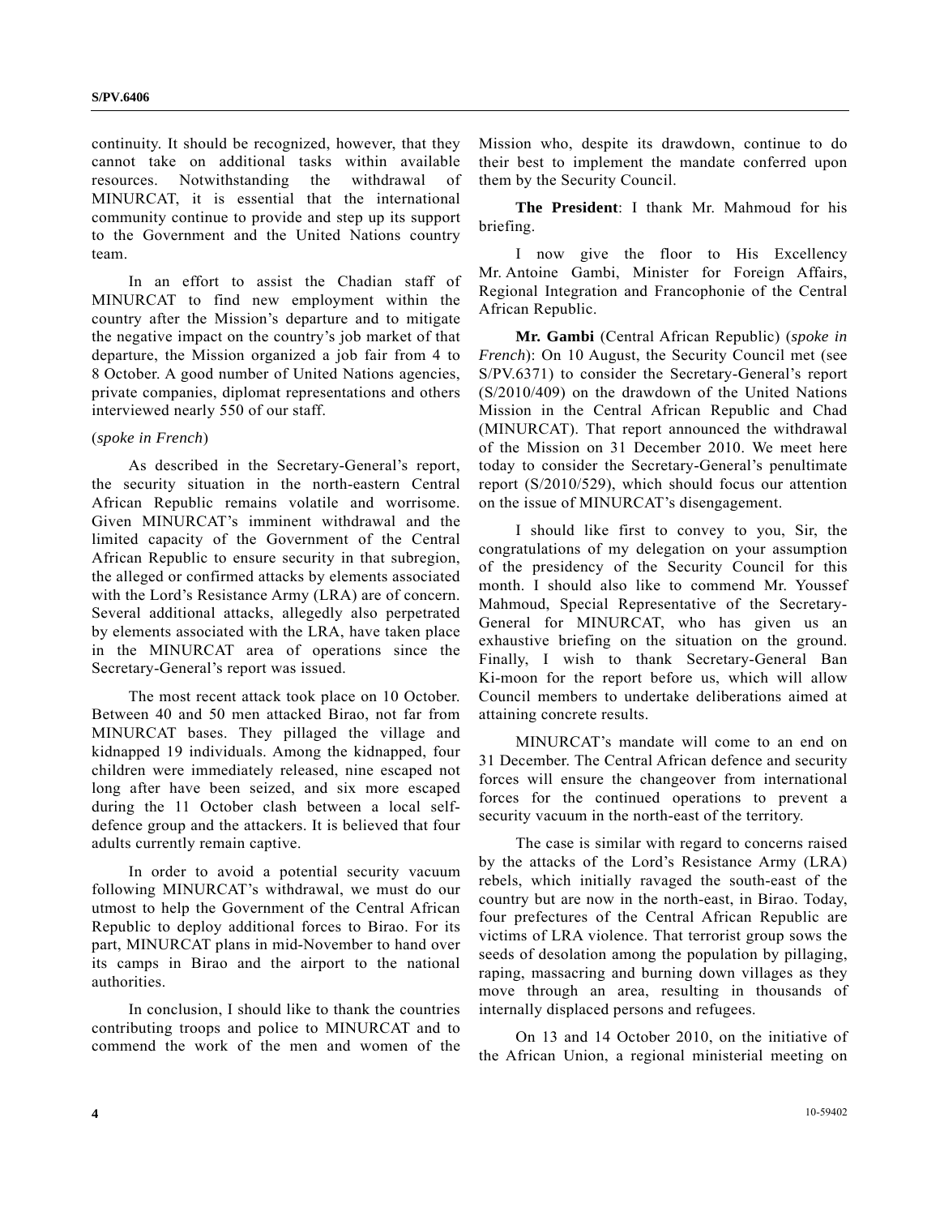continuity. It should be recognized, however, that they cannot take on additional tasks within available resources. Notwithstanding the withdrawal of MINURCAT, it is essential that the international community continue to provide and step up its support to the Government and the United Nations country team.

In an effort to assist the Chadian staff of MINURCAT to find new employment within the country after the Mission's departure and to mitigate the negative impact on the country's job market of that departure, the Mission organized a job fair from 4 to 8 October. A good number of United Nations agencies, private companies, diplomat representations and others interviewed nearly 550 of our staff.

(*spoke in French*)

As described in the Secretary-General's report, the security situation in the north-eastern Central African Republic remains volatile and worrisome. Given MINURCAT's imminent withdrawal and the limited capacity of the Government of the Central African Republic to ensure security in that subregion, the alleged or confirmed attacks by elements associated with the Lord's Resistance Army (LRA) are of concern. Several additional attacks, allegedly also perpetrated by elements associated with the LRA, have taken place in the MINURCAT area of operations since the Secretary-General's report was issued.

The most recent attack took place on 10 October. Between 40 and 50 men attacked Birao, not far from MINURCAT bases. They pillaged the village and kidnapped 19 individuals. Among the kidnapped, four children were immediately released, nine escaped not long after have been seized, and six more escaped during the 11 October clash between a local self-defence group and the attackers. It is believed that four adults currently remain captive.

In order to avoid a potential security vacuum following MINURCAT's withdrawal, we must do our utmost to help the Government of the Central African Republic to deploy additional forces to Birao. For its part, MINURCAT plans in mid-November to hand over its camps in Birao and the airport to the national authorities.

In conclusion, I should like to thank the countries contributing troops and police to MINURCAT and to commend the work of the men and women of the Mission who, despite its drawdown, continue to do their best to implement the mandate conferred upon them by the Security Council.

**The President**: I thank Mr. Mahmoud for his briefing.

I now give the floor to His Excellency Mr. Antoine Gambi, Minister for Foreign Affairs, Regional Integration and Francophonie of the Central African Republic.

**Mr. Gambi** (Central African Republic) (*spoke in French*): On 10 August, the Security Council met (see S/PV.6371) to consider the Secretary-General's report (S/2010/409) on the drawdown of the United Nations Mission in the Central African Republic and Chad (MINURCAT). That report announced the withdrawal of the Mission on 31 December 2010. We meet here today to consider the Secretary-General's penultimate report (S/2010/529), which should focus our attention on the issue of MINURCAT's disengagement.

I should like first to convey to you, Sir, the congratulations of my delegation on your assumption of the presidency of the Security Council for this month. I should also like to commend Mr. Youssef Mahmoud, Special Representative of the Secretary-General for MINURCAT, who has given us an exhaustive briefing on the situation on the ground. Finally, I wish to thank Secretary-General Ban Ki-moon for the report before us, which will allow Council members to undertake deliberations aimed at attaining concrete results.

MINURCAT's mandate will come to an end on 31 December. The Central African defence and security forces will ensure the changeover from international forces for the continued operations to prevent a security vacuum in the north-east of the territory.

The case is similar with regard to concerns raised by the attacks of the Lord's Resistance Army (LRA) rebels, which initially ravaged the south-east of the country but are now in the north-east, in Birao. Today, four prefectures of the Central African Republic are victims of LRA violence. That terrorist group sows the seeds of desolation among the population by pillaging, raping, massacring and burning down villages as they move through an area, resulting in thousands of internally displaced persons and refugees.

On 13 and 14 October 2010, on the initiative of the African Union, a regional ministerial meeting on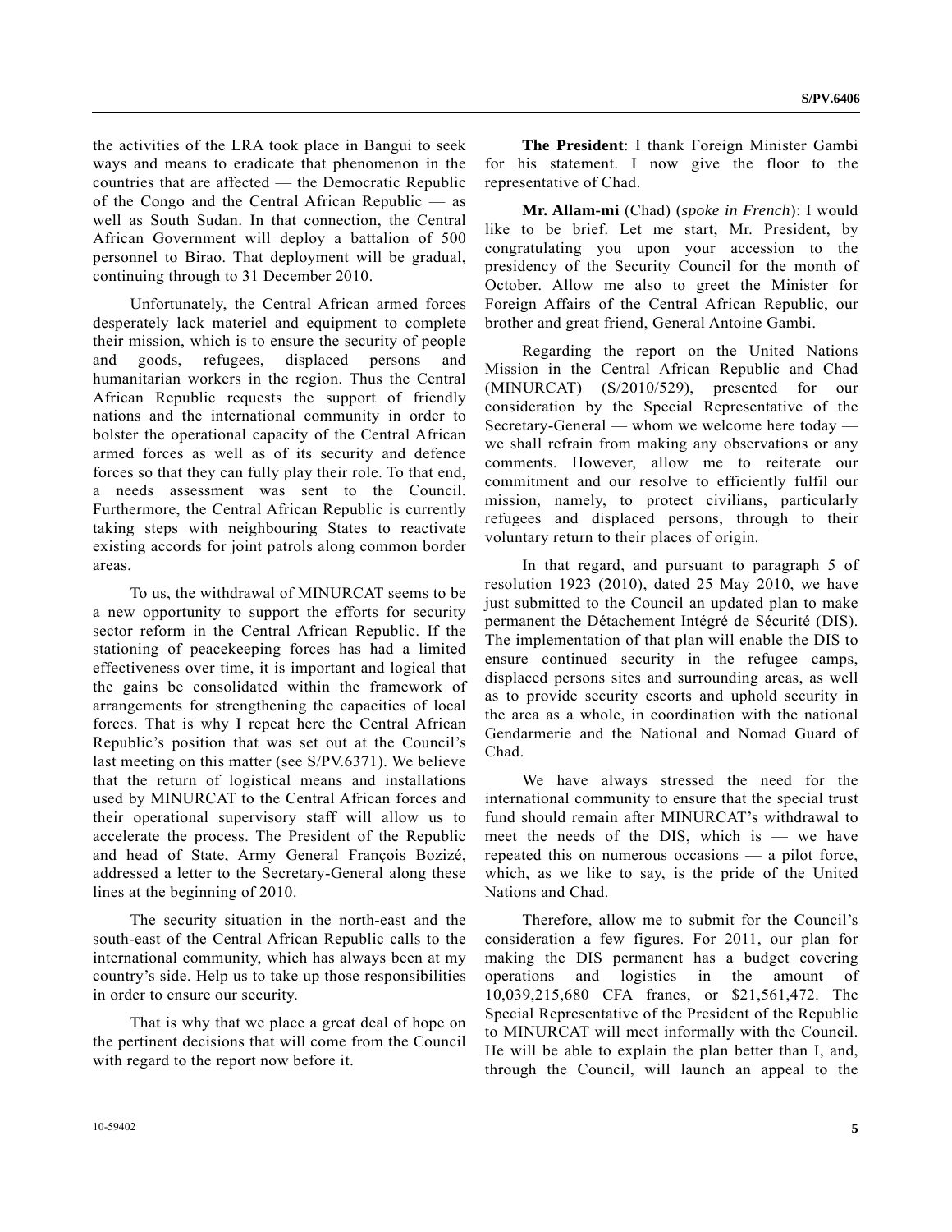the activities of the LRA took place in Bangui to seek ways and means to eradicate that phenomenon in the countries that are affected — the Democratic Republic of the Congo and the Central African Republic — as well as South Sudan. In that connection, the Central African Government will deploy a battalion of 500 personnel to Birao. That deployment will be gradual, continuing through to 31 December 2010.

Unfortunately, the Central African armed forces desperately lack materiel and equipment to complete their mission, which is to ensure the security of people and goods, refugees, displaced persons and humanitarian workers in the region. Thus the Central African Republic requests the support of friendly nations and the international community in order to bolster the operational capacity of the Central African armed forces as well as of its security and defence forces so that they can fully play their role. To that end, a needs assessment was sent to the Council. Furthermore, the Central African Republic is currently taking steps with neighbouring States to reactivate existing accords for joint patrols along common border areas.

To us, the withdrawal of MINURCAT seems to be a new opportunity to support the efforts for security sector reform in the Central African Republic. If the stationing of peacekeeping forces has had a limited effectiveness over time, it is important and logical that the gains be consolidated within the framework of arrangements for strengthening the capacities of local forces. That is why I repeat here the Central African Republic's position that was set out at the Council's last meeting on this matter (see S/PV.6371). We believe that the return of logistical means and installations used by MINURCAT to the Central African forces and their operational supervisory staff will allow us to accelerate the process. The President of the Republic and head of State, Army General François Bozizé, addressed a letter to the Secretary-General along these lines at the beginning of 2010.

The security situation in the north-east and the south-east of the Central African Republic calls to the international community, which has always been at my country's side. Help us to take up those responsibilities in order to ensure our security.

That is why that we place a great deal of hope on the pertinent decisions that will come from the Council with regard to the report now before it.

**The President**: I thank Foreign Minister Gambi for his statement. I now give the floor to the representative of Chad.

**Mr. Allam-mi** (Chad) (*spoke in French*): I would like to be brief. Let me start, Mr. President, by congratulating you upon your accession to the presidency of the Security Council for the month of October. Allow me also to greet the Minister for Foreign Affairs of the Central African Republic, our brother and great friend, General Antoine Gambi.

Regarding the report on the United Nations Mission in the Central African Republic and Chad (MINURCAT) (S/2010/529), presented for our consideration by the Special Representative of the Secretary-General — whom we welcome here today — we shall refrain from making any observations or any comments. However, allow me to reiterate our commitment and our resolve to efficiently fulfil our mission, namely, to protect civilians, particularly refugees and displaced persons, through to their voluntary return to their places of origin.

In that regard, and pursuant to paragraph 5 of resolution 1923 (2010), dated 25 May 2010, we have just submitted to the Council an updated plan to make permanent the Détachement Intégré de Sécurité (DIS). The implementation of that plan will enable the DIS to ensure continued security in the refugee camps, displaced persons sites and surrounding areas, as well as to provide security escorts and uphold security in the area as a whole, in coordination with the national Gendarmerie and the National and Nomad Guard of Chad.

We have always stressed the need for the international community to ensure that the special trust fund should remain after MINURCAT's withdrawal to meet the needs of the DIS, which is — we have repeated this on numerous occasions — a pilot force, which, as we like to say, is the pride of the United Nations and Chad.

Therefore, allow me to submit for the Council's consideration a few figures. For 2011, our plan for making the DIS permanent has a budget covering operations and logistics in the amount of 10,039,215,680 CFA francs, or $21,561,472. The Special Representative of the President of the Republic to MINURCAT will meet informally with the Council. He will be able to explain the plan better than I, and, through the Council, will launch an appeal to the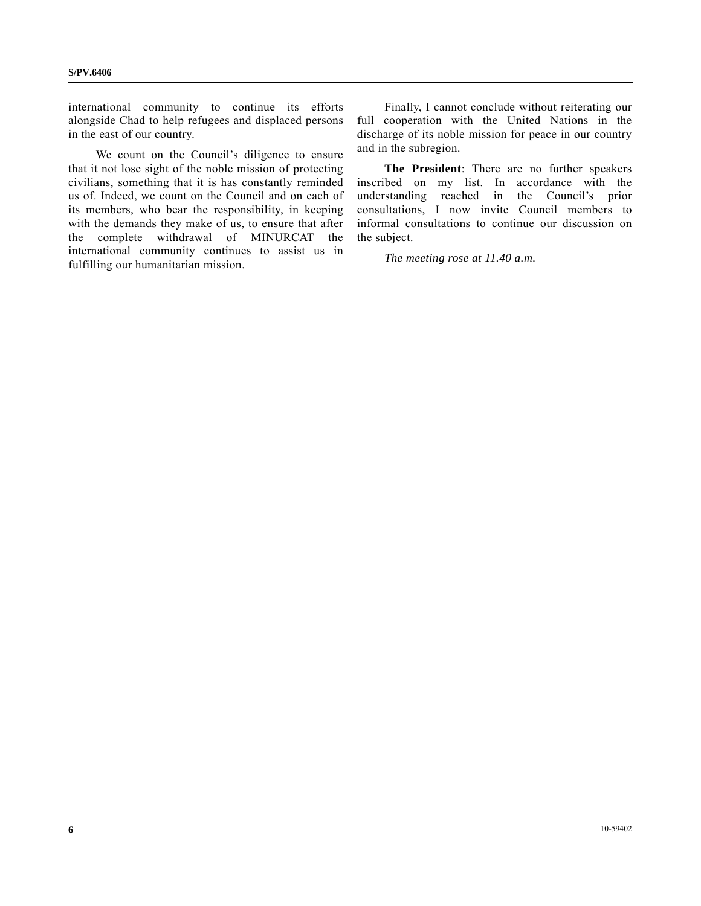international community to continue its efforts alongside Chad to help refugees and displaced persons in the east of our country.

We count on the Council's diligence to ensure that it not lose sight of the noble mission of protecting civilians, something that it is has constantly reminded us of. Indeed, we count on the Council and on each of its members, who bear the responsibility, in keeping with the demands they make of us, to ensure that after the complete withdrawal of MINURCAT the international community continues to assist us in fulfilling our humanitarian mission.

Finally, I cannot conclude without reiterating our full cooperation with the United Nations in the discharge of its noble mission for peace in our country and in the subregion.

**The President**: There are no further speakers inscribed on my list. In accordance with the understanding reached in the Council's prior consultations, I now invite Council members to informal consultations to continue our discussion on the subject.

*The meeting rose at 11.40 a.m.*